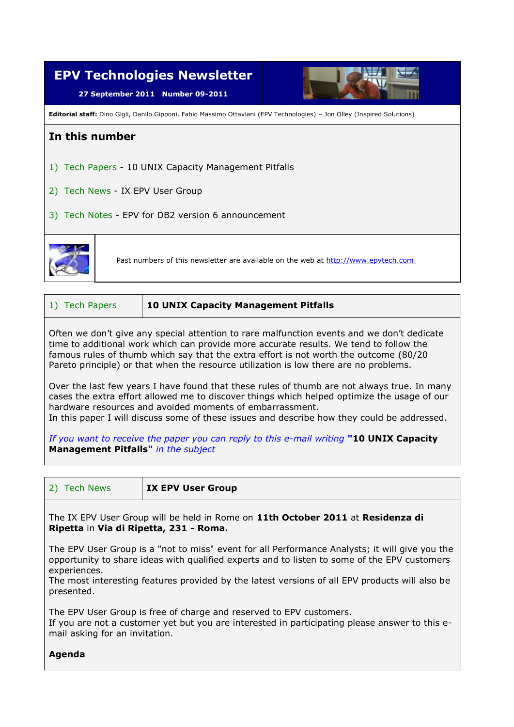# EPV Technologies Newsletter

**27 September 2011 Number 09-2011**

**Editorial staff:** Dino Gigli, Danilo Gipponi, Fabio Massimo Ottaviani (EPV Technologies) – Jon Olley (Inspired Solutions)

## In this number

1) Tech Papers - 10 UNIX Capacity Management Pitfalls

2) Tech News - IX EPV User Group

3) Tech Notes - EPV for DB2 version 6 announcement

Past numbers of this newsletter are available on the web at [http://www.epvtech.com](http://www.epvtech.com)

## 1) Tech Papers — 10 UNIX Capacity Management Pitfalls

Often we don't give any special attention to rare malfunction events and we don't dedicate time to additional work which can provide more accurate results. We tend to follow the famous rules of thumb which say that the extra effort is not worth the outcome (80/20 Pareto principle) or that when the resource utilization is low there are no problems.

Over the last few years I have found that these rules of thumb are not always true. In many cases the extra effort allowed me to discover things which helped optimize the usage of our hardware resources and avoided moments of embarrassment.
In this paper I will discuss some of these issues and describe how they could be addressed.

*If you want to receive the paper you can reply to this e-mail writing* **"10 UNIX Capacity Management Pitfalls"** *in the subject*

## 2) Tech News — IX EPV User Group

The IX EPV User Group will be held in Rome on **11th October 2011** at **Residenza di Ripetta** in **Via di Ripetta, 231 - Roma.**

The EPV User Group is a "not to miss" event for all Performance Analysts; it will give you the opportunity to share ideas with qualified experts and to listen to some of the EPV customers experiences.
The most interesting features provided by the latest versions of all EPV products will also be presented.

The EPV User Group is free of charge and reserved to EPV customers.
If you are not a customer yet but you are interested in participating please answer to this e-mail asking for an invitation.

**Agenda**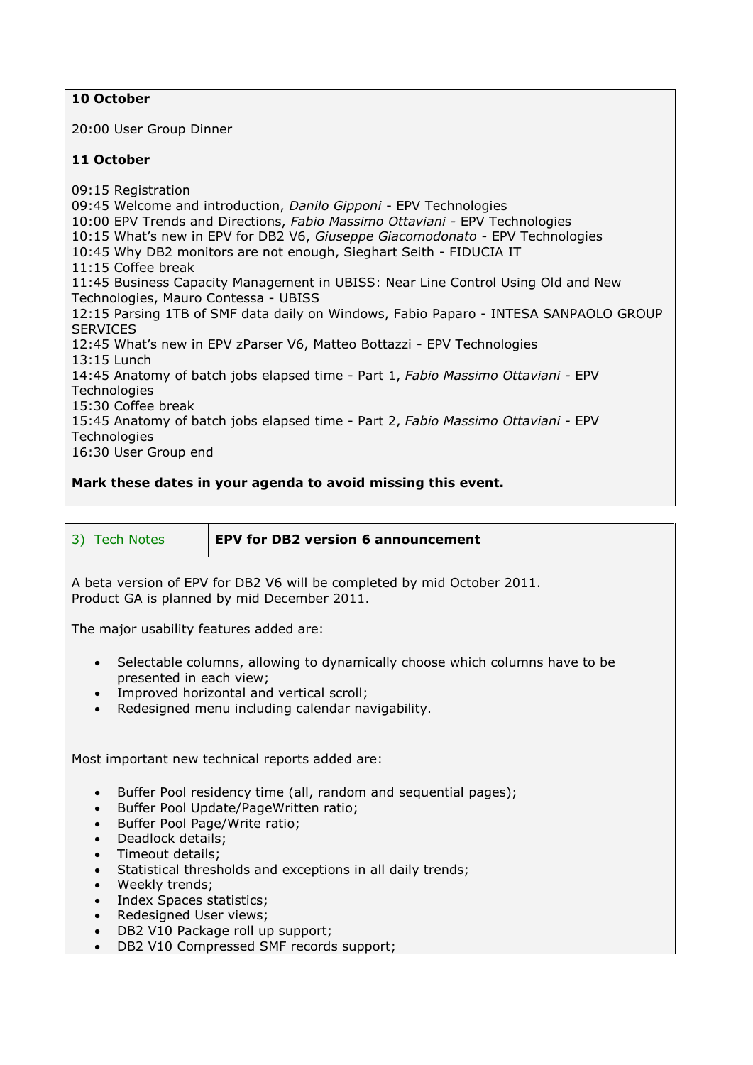**10 October**

20:00 User Group Dinner

**11 October**

09:15 Registration
09:45 Welcome and introduction, *Danilo Gipponi* - EPV Technologies
10:00 EPV Trends and Directions, *Fabio Massimo Ottaviani* - EPV Technologies
10:15 What's new in EPV for DB2 V6, *Giuseppe Giacomodonato* - EPV Technologies
10:45 Why DB2 monitors are not enough, Sieghart Seith - FIDUCIA IT
11:15 Coffee break
11:45 Business Capacity Management in UBISS: Near Line Control Using Old and New Technologies, Mauro Contessa - UBISS
12:15 Parsing 1TB of SMF data daily on Windows, Fabio Paparo - INTESA SANPAOLO GROUP SERVICES
12:45 What's new in EPV zParser V6, Matteo Bottazzi - EPV Technologies
13:15 Lunch
14:45 Anatomy of batch jobs elapsed time - Part 1, *Fabio Massimo Ottaviani* - EPV Technologies
15:30 Coffee break
15:45 Anatomy of batch jobs elapsed time - Part 2, *Fabio Massimo Ottaviani* - EPV Technologies
16:30 User Group end

**Mark these dates in your agenda to avoid missing this event.**

| 3) Tech Notes | **EPV for DB2 version 6 announcement** |
|---|---|

A beta version of EPV for DB2 V6 will be completed by mid October 2011.
Product GA is planned by mid December 2011.

The major usability features added are:

- Selectable columns, allowing to dynamically choose which columns have to be presented in each view;
- Improved horizontal and vertical scroll;
- Redesigned menu including calendar navigability.

Most important new technical reports added are:

- Buffer Pool residency time (all, random and sequential pages);
- Buffer Pool Update/PageWritten ratio;
- Buffer Pool Page/Write ratio;
- Deadlock details;
- Timeout details;
- Statistical thresholds and exceptions in all daily trends;
- Weekly trends;
- Index Spaces statistics;
- Redesigned User views;
- DB2 V10 Package roll up support;
- DB2 V10 Compressed SMF records support;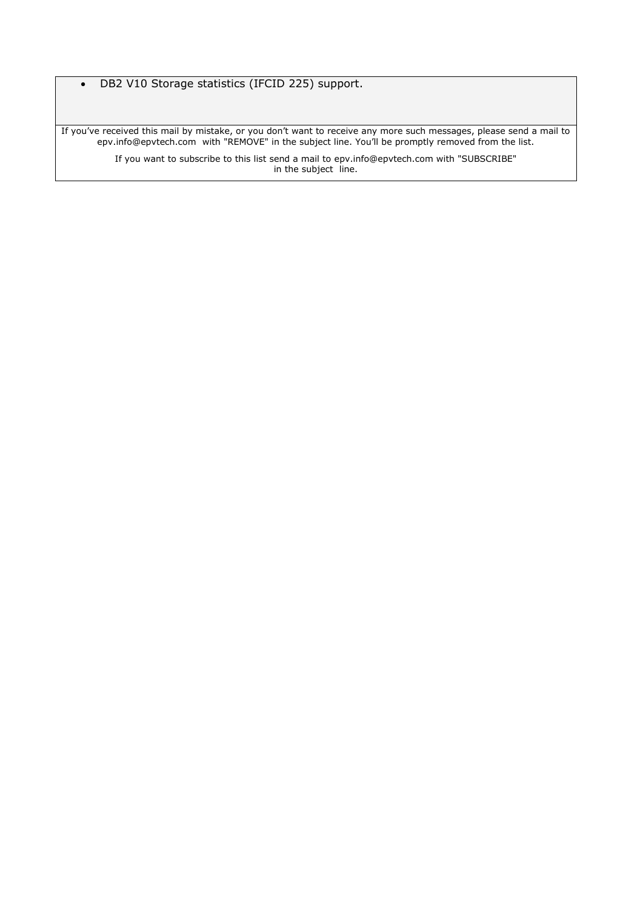- DB2 V10 Storage statistics (IFCID 225) support.

If you've received this mail by mistake, or you don't want to receive any more such messages, please send a mail to epv.info@epvtech.com with "REMOVE" in the subject line. You'll be promptly removed from the list.

If you want to subscribe to this list send a mail to epv.info@epvtech.com with "SUBSCRIBE" in the subject line.